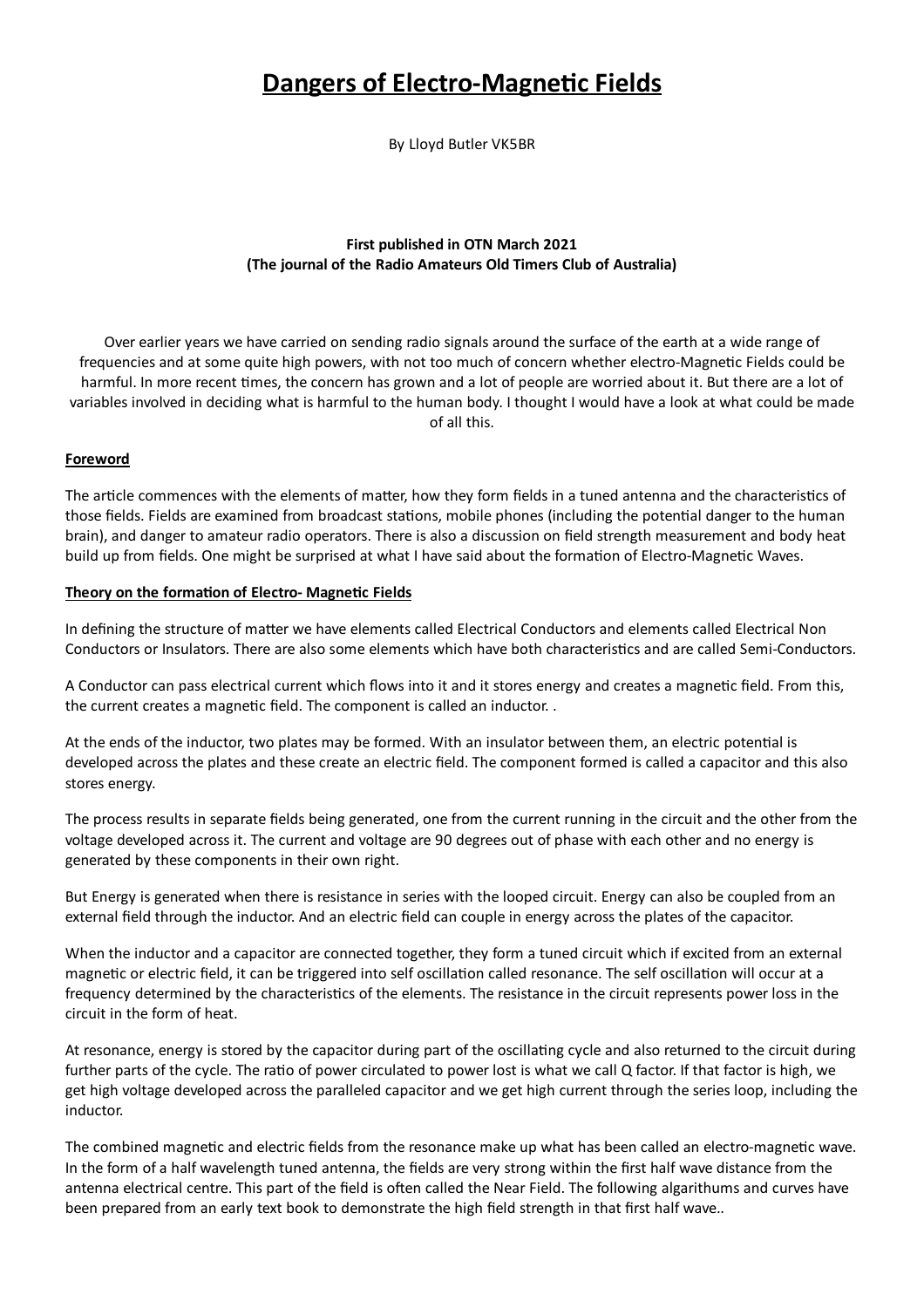# Dangers of Electro-Magnetic Fields

By Lloyd Butler VK5BR

**First published in OTN March 2021**
**(The journal of the Radio Amateurs Old Timers Club of Australia)**

Over earlier years we have carried on sending radio signals around the surface of the earth at a wide range of frequencies and at some quite high powers, with not too much of concern whether electro-Magnetic Fields could be harmful. In more recent times, the concern has grown and a lot of people are worried about it. But there are a lot of variables involved in deciding what is harmful to the human body. I thought I would have a look at what could be made of all this.

## Foreword

The article commences with the elements of matter, how they form fields in a tuned antenna and the characteristics of those fields. Fields are examined from broadcast stations, mobile phones (including the potential danger to the human brain), and danger to amateur radio operators. There is also a discussion on field strength measurement and body heat build up from fields. One might be surprised at what I have said about the formation of Electro-Magnetic Waves.

## Theory on the formation of Electro- Magnetic Fields

In defining the structure of matter we have elements called Electrical Conductors and elements called Electrical Non Conductors or Insulators. There are also some elements which have both characteristics and are called Semi-Conductors.

A Conductor can pass electrical current which flows into it and it stores energy and creates a magnetic field. From this, the current creates a magnetic field. The component is called an inductor. .

At the ends of the inductor, two plates may be formed. With an insulator between them, an electric potential is developed across the plates and these create an electric field. The component formed is called a capacitor and this also stores energy.

The process results in separate fields being generated, one from the current running in the circuit and the other from the voltage developed across it. The current and voltage are 90 degrees out of phase with each other and no energy is generated by these components in their own right.

But Energy is generated when there is resistance in series with the looped circuit. Energy can also be coupled from an external field through the inductor. And an electric field can couple in energy across the plates of the capacitor.

When the inductor and a capacitor are connected together, they form a tuned circuit which if excited from an external magnetic or electric field, it can be triggered into self oscillation called resonance. The self oscillation will occur at a frequency determined by the characteristics of the elements. The resistance in the circuit represents power loss in the circuit in the form of heat.

At resonance, energy is stored by the capacitor during part of the oscillating cycle and also returned to the circuit during further parts of the cycle. The ratio of power circulated to power lost is what we call Q factor. If that factor is high, we get high voltage developed across the paralleled capacitor and we get high current through the series loop, including the inductor.

The combined magnetic and electric fields from the resonance make up what has been called an electro-magnetic wave. In the form of a half wavelength tuned antenna, the fields are very strong within the first half wave distance from the antenna electrical centre. This part of the field is often called the Near Field. The following algarithums and curves have been prepared from an early text book to demonstrate the high field strength in that first half wave..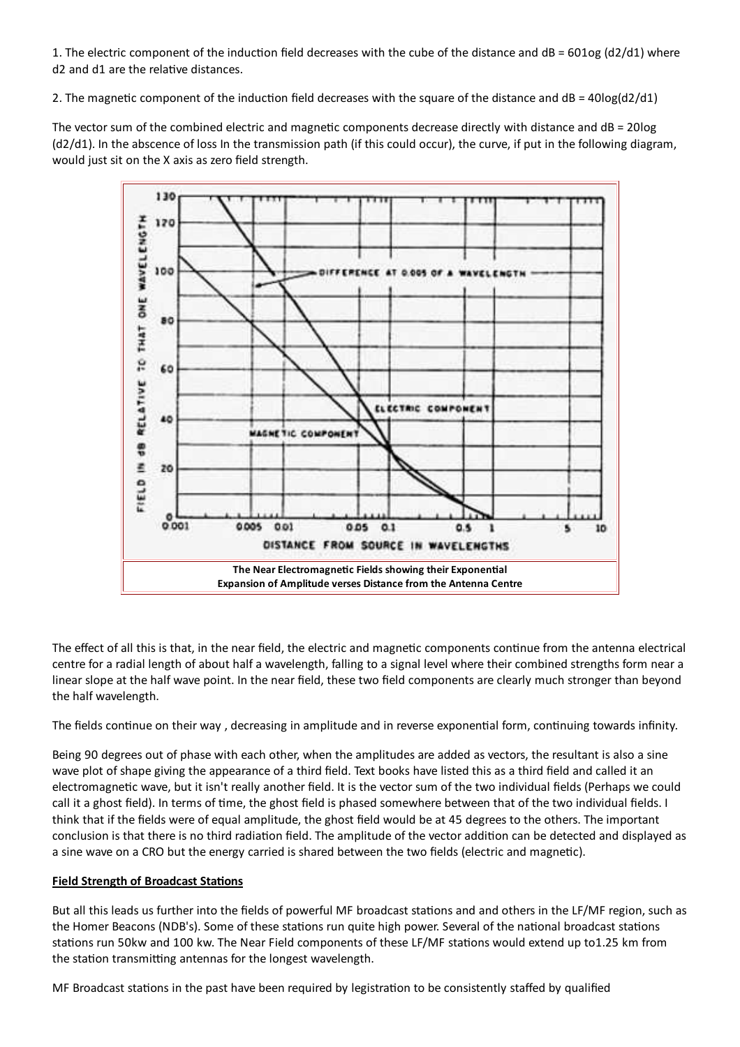1. The electric component of the induction field decreases with the cube of the distance and $dB = 60\log(d2/d1)$ where d2 and d1 are the relative distances.

2. The magnetic component of the induction field decreases with the square of the distance and $dB = 40\log(d2/d1)$

The vector sum of the combined electric and magnetic components decrease directly with distance and $dB = 20\log(d2/d1)$. In the abscence of loss In the transmission path (if this could occur), the curve, if put in the following diagram, would just sit on the X axis as zero field strength.

The Near Electromagnetic Fields showing their Exponential Expansion of Amplitude verses Distance from the Antenna Centre

The effect of all this is that, in the near field, the electric and magnetic components continue from the antenna electrical centre for a radial length of about half a wavelength, falling to a signal level where their combined strengths form near a linear slope at the half wave point. In the near field, these two field components are clearly much stronger than beyond the half wavelength.

The fields continue on their way , decreasing in amplitude and in reverse exponential form, continuing towards infinity.

Being 90 degrees out of phase with each other, when the amplitudes are added as vectors, the resultant is also a sine wave plot of shape giving the appearance of a third field. Text books have listed this as a third field and called it an electromagnetic wave, but it isn't really another field. It is the vector sum of the two individual fields (Perhaps we could call it a ghost field). In terms of time, the ghost field is phased somewhere between that of the two individual fields. I think that if the fields were of equal amplitude, the ghost field would be at 45 degrees to the others. The important conclusion is that there is no third radiation field. The amplitude of the vector addition can be detected and displayed as a sine wave on a CRO but the energy carried is shared between the two fields (electric and magnetic).

**Field Strength of Broadcast Stations**

But all this leads us further into the fields of powerful MF broadcast stations and and others in the LF/MF region, such as the Homer Beacons (NDB's). Some of these stations run quite high power. Several of the national broadcast stations stations run 50kw and 100 kw. The Near Field components of these LF/MF stations would extend up to1.25 km from the station transmitting antennas for the longest wavelength.

MF Broadcast stations in the past have been required by legistration to be consistently staffed by qualified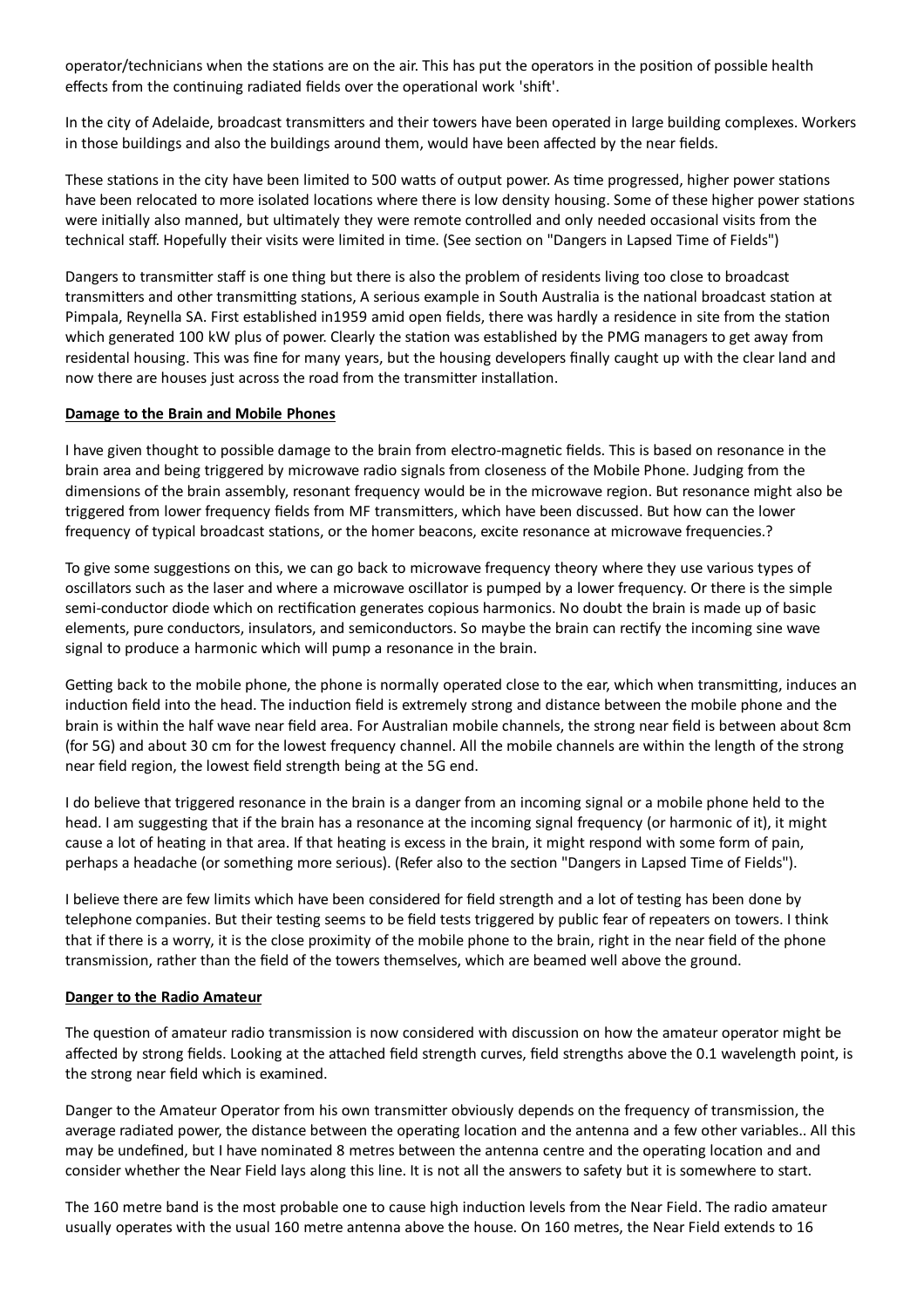operator/technicians when the stations are on the air. This has put the operators in the position of possible health effects from the continuing radiated fields over the operational work 'shift'.

In the city of Adelaide, broadcast transmitters and their towers have been operated in large building complexes. Workers in those buildings and also the buildings around them, would have been affected by the near fields.

These stations in the city have been limited to 500 watts of output power. As time progressed, higher power stations have been relocated to more isolated locations where there is low density housing. Some of these higher power stations were initially also manned, but ultimately they were remote controlled and only needed occasional visits from the technical staff. Hopefully their visits were limited in time. (See section on "Dangers in Lapsed Time of Fields")

Dangers to transmitter staff is one thing but there is also the problem of residents living too close to broadcast transmitters and other transmitting stations, A serious example in South Australia is the national broadcast station at Pimpala, Reynella SA. First established in1959 amid open fields, there was hardly a residence in site from the station which generated 100 kW plus of power. Clearly the station was established by the PMG managers to get away from residental housing. This was fine for many years, but the housing developers finally caught up with the clear land and now there are houses just across the road from the transmitter installation.

**Damage to the Brain and Mobile Phones**

I have given thought to possible damage to the brain from electro-magnetic fields. This is based on resonance in the brain area and being triggered by microwave radio signals from closeness of the Mobile Phone. Judging from the dimensions of the brain assembly, resonant frequency would be in the microwave region. But resonance might also be triggered from lower frequency fields from MF transmitters, which have been discussed. But how can the lower frequency of typical broadcast stations, or the homer beacons, excite resonance at microwave frequencies.?

To give some suggestions on this, we can go back to microwave frequency theory where they use various types of oscillators such as the laser and where a microwave oscillator is pumped by a lower frequency. Or there is the simple semi-conductor diode which on rectification generates copious harmonics. No doubt the brain is made up of basic elements, pure conductors, insulators, and semiconductors. So maybe the brain can rectify the incoming sine wave signal to produce a harmonic which will pump a resonance in the brain.

Getting back to the mobile phone, the phone is normally operated close to the ear, which when transmitting, induces an induction field into the head. The induction field is extremely strong and distance between the mobile phone and the brain is within the half wave near field area. For Australian mobile channels, the strong near field is between about 8cm (for 5G) and about 30 cm for the lowest frequency channel. All the mobile channels are within the length of the strong near field region, the lowest field strength being at the 5G end.

I do believe that triggered resonance in the brain is a danger from an incoming signal or a mobile phone held to the head. I am suggesting that if the brain has a resonance at the incoming signal frequency (or harmonic of it), it might cause a lot of heating in that area. If that heating is excess in the brain, it might respond with some form of pain, perhaps a headache (or something more serious). (Refer also to the section "Dangers in Lapsed Time of Fields").

I believe there are few limits which have been considered for field strength and a lot of testing has been done by telephone companies. But their testing seems to be field tests triggered by public fear of repeaters on towers. I think that if there is a worry, it is the close proximity of the mobile phone to the brain, right in the near field of the phone transmission, rather than the field of the towers themselves, which are beamed well above the ground.

**Danger to the Radio Amateur**

The question of amateur radio transmission is now considered with discussion on how the amateur operator might be affected by strong fields. Looking at the attached field strength curves, field strengths above the 0.1 wavelength point, is the strong near field which is examined.

Danger to the Amateur Operator from his own transmitter obviously depends on the frequency of transmission, the average radiated power, the distance between the operating location and the antenna and a few other variables.. All this may be undefined, but I have nominated 8 metres between the antenna centre and the operating location and and consider whether the Near Field lays along this line. It is not all the answers to safety but it is somewhere to start.

The 160 metre band is the most probable one to cause high induction levels from the Near Field. The radio amateur usually operates with the usual 160 metre antenna above the house. On 160 metres, the Near Field extends to 16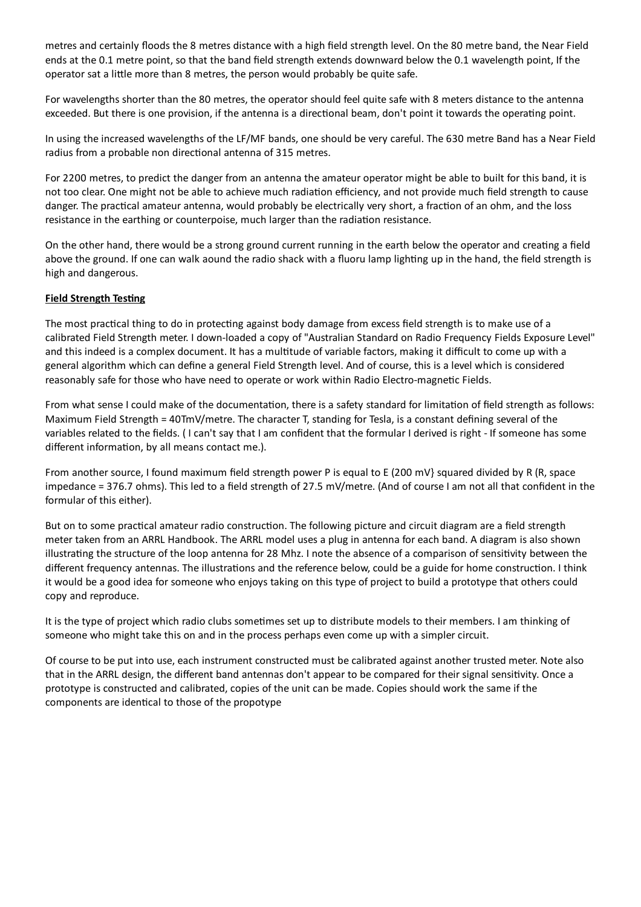metres and certainly floods the 8 metres distance with a high field strength level. On the 80 metre band, the Near Field ends at the 0.1 metre point, so that the band field strength extends downward below the 0.1 wavelength point, If the operator sat a little more than 8 metres, the person would probably be quite safe.

For wavelengths shorter than the 80 metres, the operator should feel quite safe with 8 meters distance to the antenna exceeded. But there is one provision, if the antenna is a directional beam, don't point it towards the operating point.

In using the increased wavelengths of the LF/MF bands, one should be very careful. The 630 metre Band has a Near Field radius from a probable non directional antenna of 315 metres.

For 2200 metres, to predict the danger from an antenna the amateur operator might be able to built for this band, it is not too clear. One might not be able to achieve much radiation efficiency, and not provide much field strength to cause danger. The practical amateur antenna, would probably be electrically very short, a fraction of an ohm, and the loss resistance in the earthing or counterpoise, much larger than the radiation resistance.

On the other hand, there would be a strong ground current running in the earth below the operator and creating a field above the ground. If one can walk aound the radio shack with a fluoru lamp lighting up in the hand, the field strength is high and dangerous.

**Field Strength Testing**

The most practical thing to do in protecting against body damage from excess field strength is to make use of a calibrated Field Strength meter. I down-loaded a copy of "Australian Standard on Radio Frequency Fields Exposure Level" and this indeed is a complex document. It has a multitude of variable factors, making it difficult to come up with a general algorithm which can define a general Field Strength level. And of course, this is a level which is considered reasonably safe for those who have need to operate or work within Radio Electro-magnetic Fields.

From what sense I could make of the documentation, there is a safety standard for limitation of field strength as follows: Maximum Field Strength = 40TmV/metre. The character T, standing for Tesla, is a constant defining several of the variables related to the fields. ( I can't say that I am confident that the formular I derived is right - If someone has some different information, by all means contact me.).

From another source, I found maximum field strength power P is equal to E (200 mV} squared divided by R (R, space impedance = 376.7 ohms). This led to a field strength of 27.5 mV/metre. (And of course I am not all that confident in the formular of this either).

But on to some practical amateur radio construction. The following picture and circuit diagram are a field strength meter taken from an ARRL Handbook. The ARRL model uses a plug in antenna for each band. A diagram is also shown illustrating the structure of the loop antenna for 28 Mhz. I note the absence of a comparison of sensitivity between the different frequency antennas. The illustrations and the reference below, could be a guide for home construction. I think it would be a good idea for someone who enjoys taking on this type of project to build a prototype that others could copy and reproduce.

It is the type of project which radio clubs sometimes set up to distribute models to their members. I am thinking of someone who might take this on and in the process perhaps even come up with a simpler circuit.

Of course to be put into use, each instrument constructed must be calibrated against another trusted meter. Note also that in the ARRL design, the different band antennas don't appear to be compared for their signal sensitivity. Once a prototype is constructed and calibrated, copies of the unit can be made. Copies should work the same if the components are identical to those of the propotype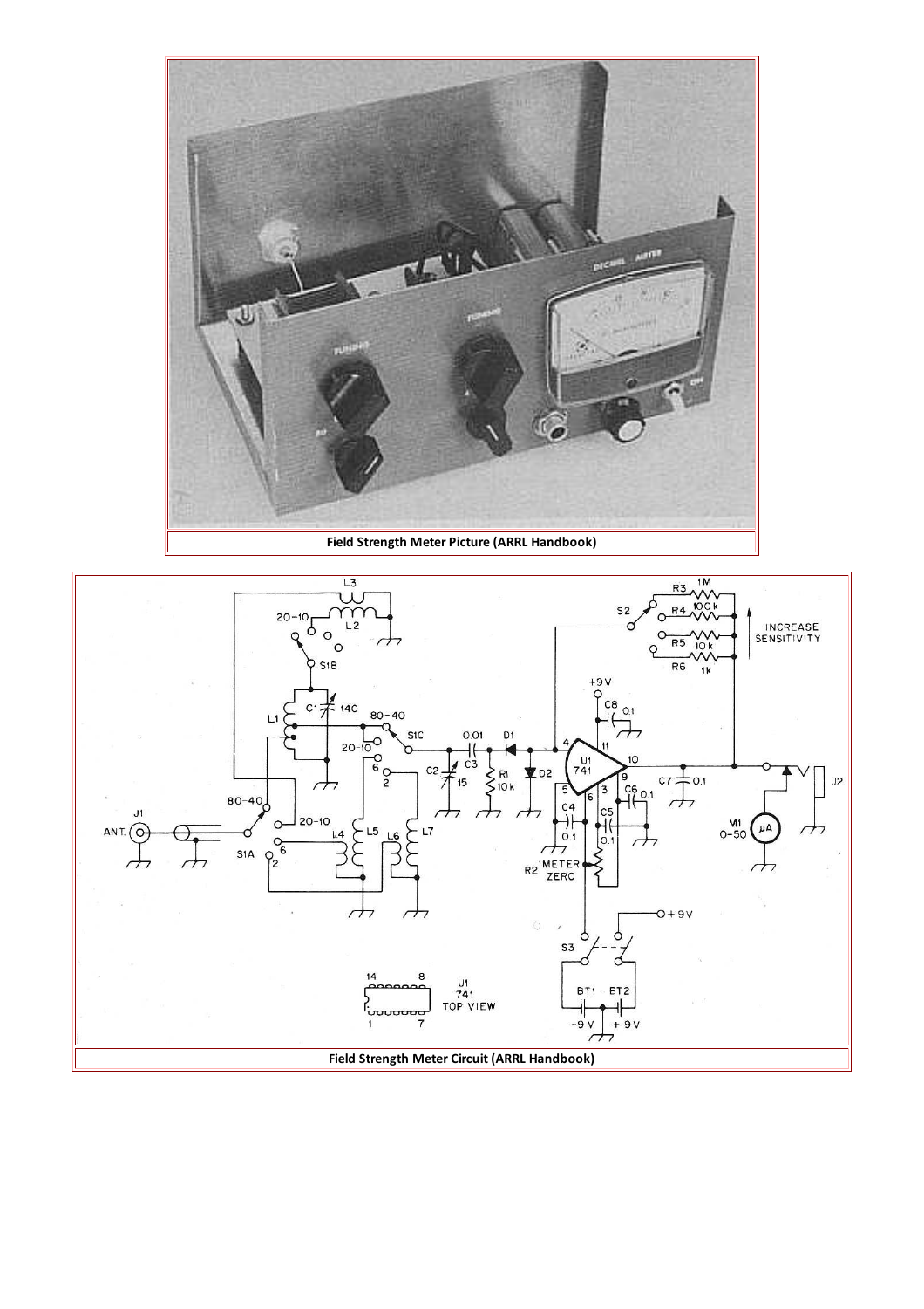Field Strength Meter Picture (ARRL Handbook)

Field Strength Meter Circuit (ARRL Handbook)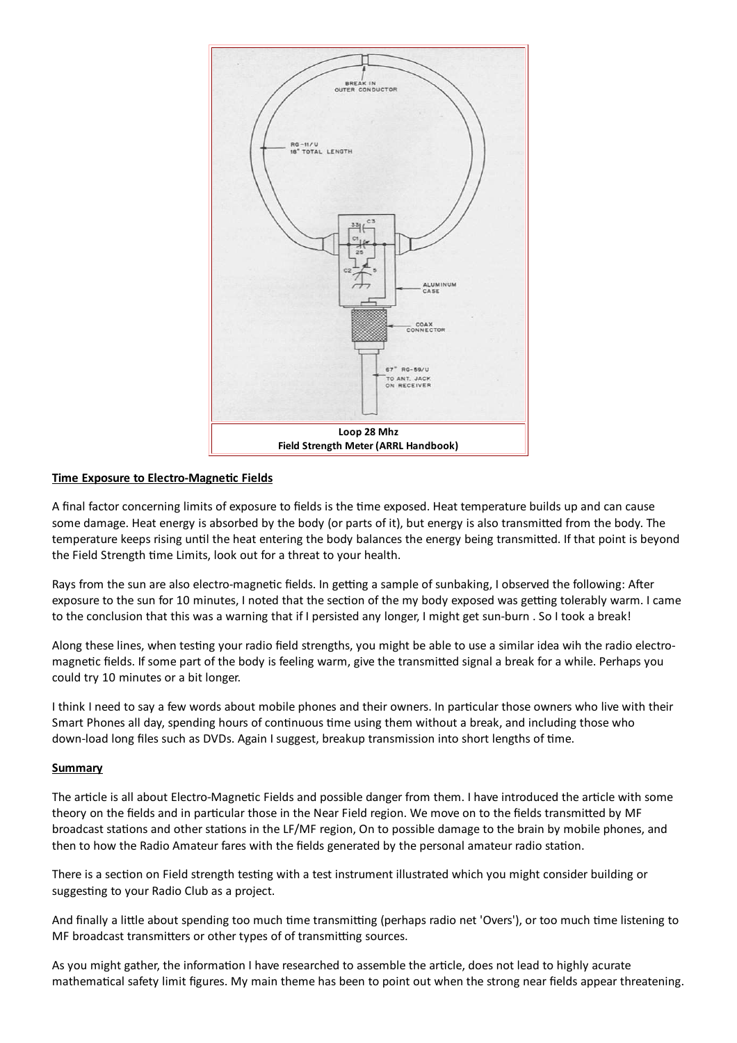Loop 28 Mhz
Field Strength Meter (ARRL Handbook)

**Time Exposure to Electro-Magnetic Fields**

A final factor concerning limits of exposure to fields is the time exposed. Heat temperature builds up and can cause some damage. Heat energy is absorbed by the body (or parts of it), but energy is also transmitted from the body. The temperature keeps rising until the heat entering the body balances the energy being transmitted. If that point is beyond the Field Strength time Limits, look out for a threat to your health.

Rays from the sun are also electro-magnetic fields. In getting a sample of sunbaking, I observed the following: After exposure to the sun for 10 minutes, I noted that the section of the my body exposed was getting tolerably warm. I came to the conclusion that this was a warning that if I persisted any longer, I might get sun-burn . So I took a break!

Along these lines, when testing your radio field strengths, you might be able to use a similar idea wih the radio electro-magnetic fields. If some part of the body is feeling warm, give the transmitted signal a break for a while. Perhaps you could try 10 minutes or a bit longer.

I think I need to say a few words about mobile phones and their owners. In particular those owners who live with their Smart Phones all day, spending hours of continuous time using them without a break, and including those who down-load long files such as DVDs. Again I suggest, breakup transmission into short lengths of time.

**Summary**

The article is all about Electro-Magnetic Fields and possible danger from them. I have introduced the article with some theory on the fields and in particular those in the Near Field region. We move on to the fields transmitted by MF broadcast stations and other stations in the LF/MF region, On to possible damage to the brain by mobile phones, and then to how the Radio Amateur fares with the fields generated by the personal amateur radio station.

There is a section on Field strength testing with a test instrument illustrated which you might consider building or suggesting to your Radio Club as a project.

And finally a little about spending too much time transmitting (perhaps radio net 'Overs'), or too much time listening to MF broadcast transmitters or other types of of transmitting sources.

As you might gather, the information I have researched to assemble the article, does not lead to highly acurate mathematical safety limit figures. My main theme has been to point out when the strong near fields appear threatening.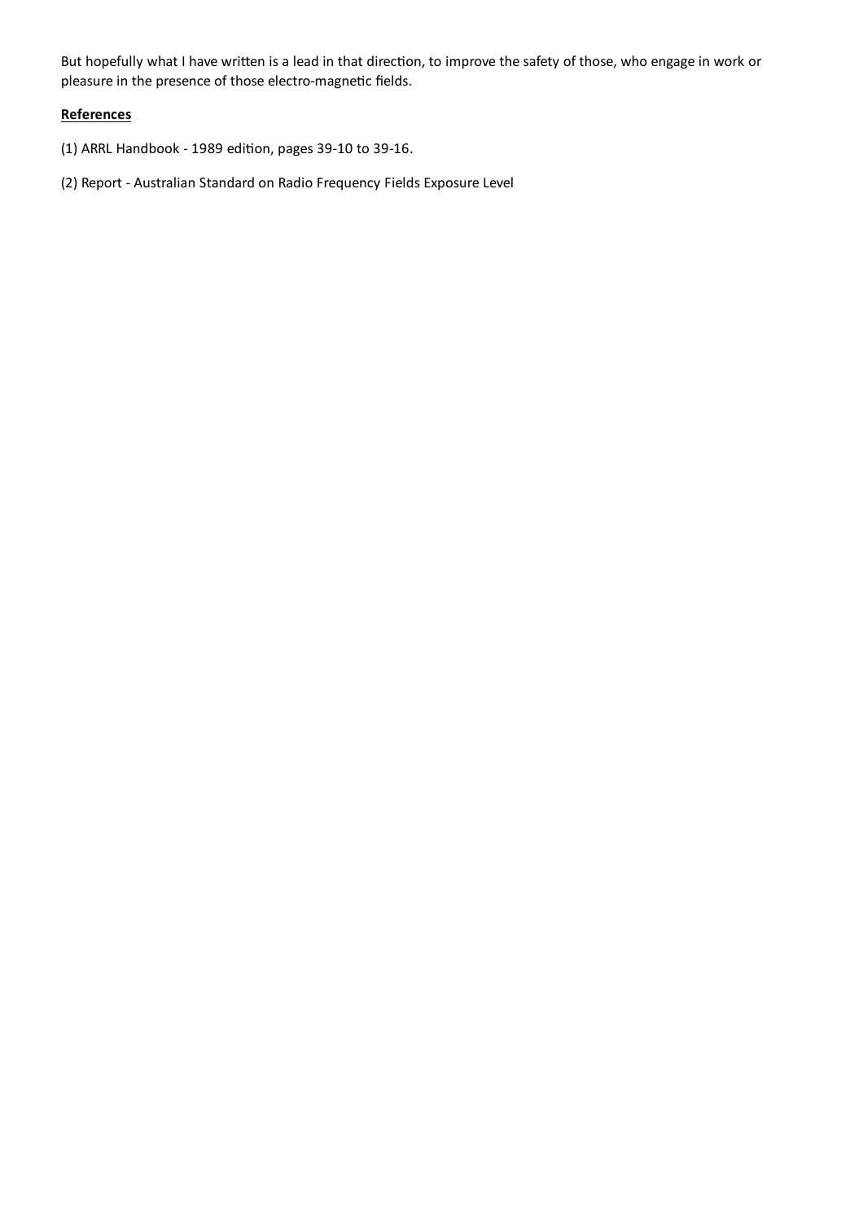But hopefully what I have written is a lead in that direction, to improve the safety of those, who engage in work or pleasure in the presence of those electro-magnetic fields.

**References**

(1) ARRL Handbook - 1989 edition, pages 39-10 to 39-16.

(2) Report - Australian Standard on Radio Frequency Fields Exposure Level